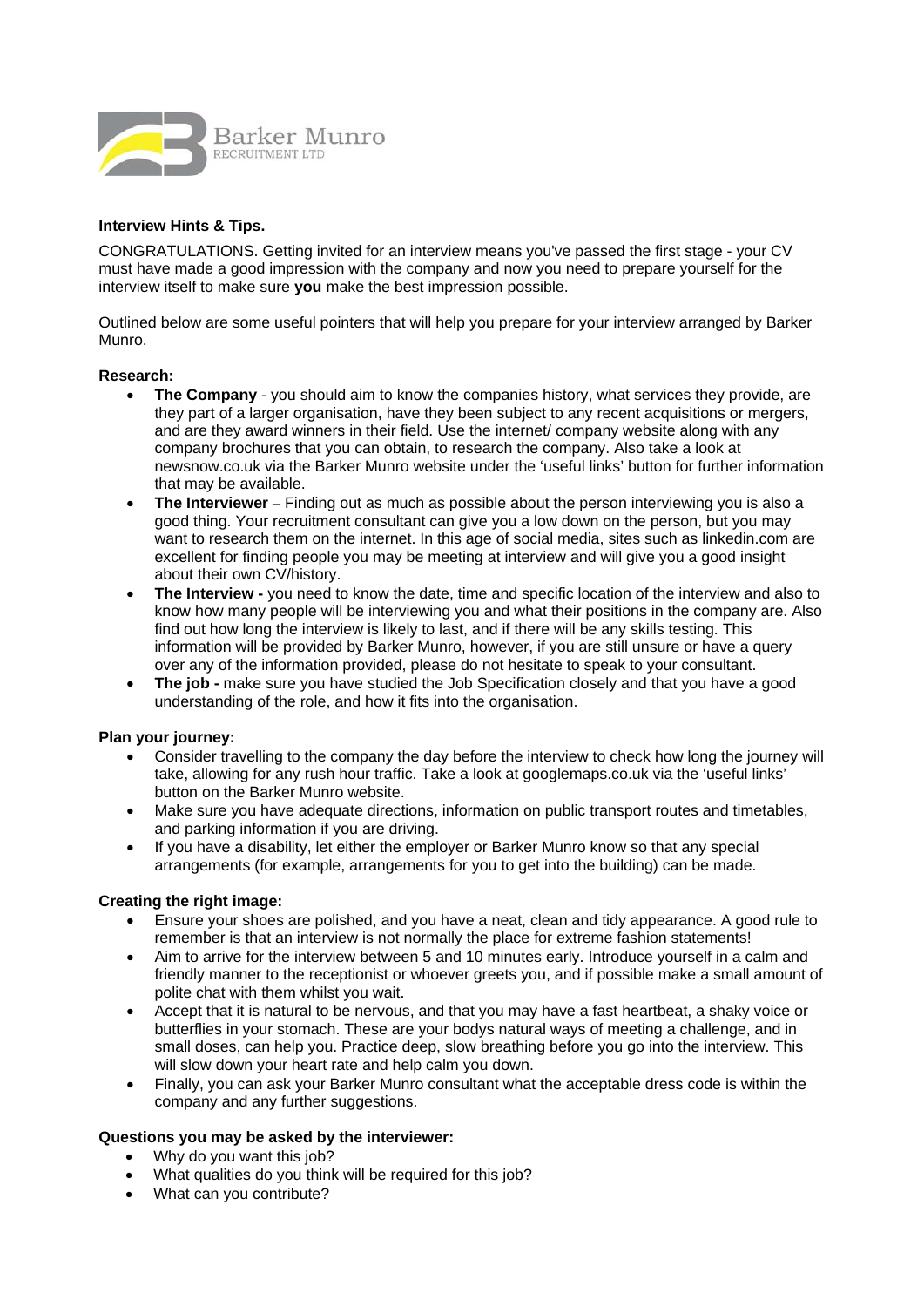Barker Munro
RECRUITMENT LTD

**Interview Hints & Tips.**

CONGRATULATIONS. Getting invited for an interview means you've passed the first stage - your CV must have made a good impression with the company and now you need to prepare yourself for the interview itself to make sure **you** make the best impression possible.

Outlined below are some useful pointers that will help you prepare for your interview arranged by Barker Munro.

**Research:**

- **The Company** - you should aim to know the companies history, what services they provide, are they part of a larger organisation, have they been subject to any recent acquisitions or mergers, and are they award winners in their field. Use the internet/ company website along with any company brochures that you can obtain, to research the company. Also take a look at newsnow.co.uk via the Barker Munro website under the 'useful links' button for further information that may be available.
- **The Interviewer** – Finding out as much as possible about the person interviewing you is also a good thing. Your recruitment consultant can give you a low down on the person, but you may want to research them on the internet. In this age of social media, sites such as linkedin.com are excellent for finding people you may be meeting at interview and will give you a good insight about their own CV/history.
- **The Interview -** you need to know the date, time and specific location of the interview and also to know how many people will be interviewing you and what their positions in the company are. Also find out how long the interview is likely to last, and if there will be any skills testing. This information will be provided by Barker Munro, however, if you are still unsure or have a query over any of the information provided, please do not hesitate to speak to your consultant.
- **The job -** make sure you have studied the Job Specification closely and that you have a good understanding of the role, and how it fits into the organisation.

**Plan your journey:**

- Consider travelling to the company the day before the interview to check how long the journey will take, allowing for any rush hour traffic. Take a look at googlemaps.co.uk via the 'useful links' button on the Barker Munro website.
- Make sure you have adequate directions, information on public transport routes and timetables, and parking information if you are driving.
- If you have a disability, let either the employer or Barker Munro know so that any special arrangements (for example, arrangements for you to get into the building) can be made.

**Creating the right image:**

- Ensure your shoes are polished, and you have a neat, clean and tidy appearance. A good rule to remember is that an interview is not normally the place for extreme fashion statements!
- Aim to arrive for the interview between 5 and 10 minutes early. Introduce yourself in a calm and friendly manner to the receptionist or whoever greets you, and if possible make a small amount of polite chat with them whilst you wait.
- Accept that it is natural to be nervous, and that you may have a fast heartbeat, a shaky voice or butterflies in your stomach. These are your bodys natural ways of meeting a challenge, and in small doses, can help you. Practice deep, slow breathing before you go into the interview. This will slow down your heart rate and help calm you down.
- Finally, you can ask your Barker Munro consultant what the acceptable dress code is within the company and any further suggestions.

**Questions you may be asked by the interviewer:**

- Why do you want this job?
- What qualities do you think will be required for this job?
- What can you contribute?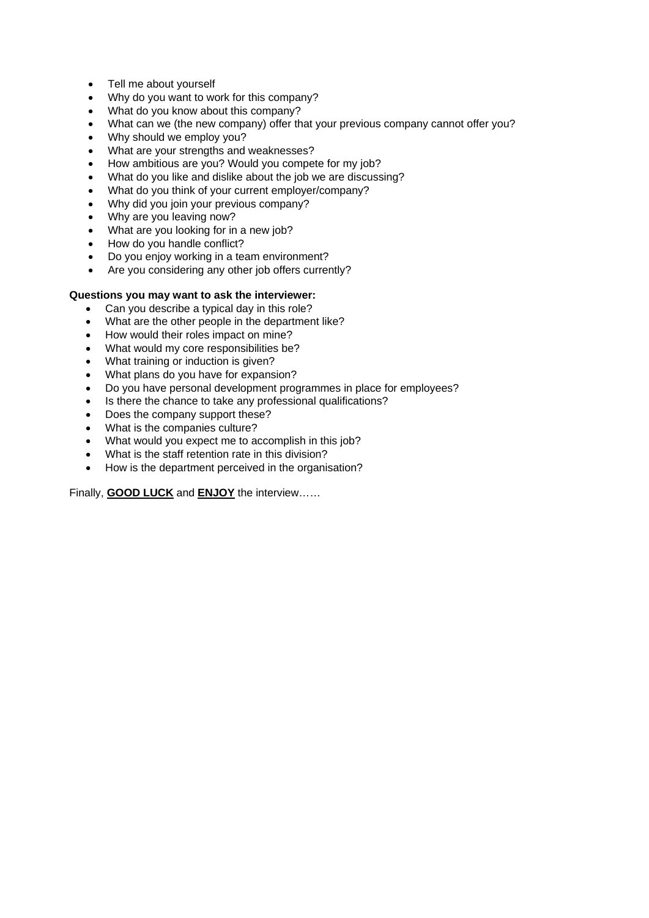- Tell me about yourself
- Why do you want to work for this company?
- What do you know about this company?
- What can we (the new company) offer that your previous company cannot offer you?
- Why should we employ you?
- What are your strengths and weaknesses?
- How ambitious are you? Would you compete for my job?
- What do you like and dislike about the job we are discussing?
- What do you think of your current employer/company?
- Why did you join your previous company?
- Why are you leaving now?
- What are you looking for in a new job?
- How do you handle conflict?
- Do you enjoy working in a team environment?
- Are you considering any other job offers currently?

**Questions you may want to ask the interviewer:**

- Can you describe a typical day in this role?
- What are the other people in the department like?
- How would their roles impact on mine?
- What would my core responsibilities be?
- What training or induction is given?
- What plans do you have for expansion?
- Do you have personal development programmes in place for employees?
- Is there the chance to take any professional qualifications?
- Does the company support these?
- What is the companies culture?
- What would you expect me to accomplish in this job?
- What is the staff retention rate in this division?
- How is the department perceived in the organisation?

Finally, **<u>GOOD LUCK</u>** and **<u>ENJOY</u>** the interview……